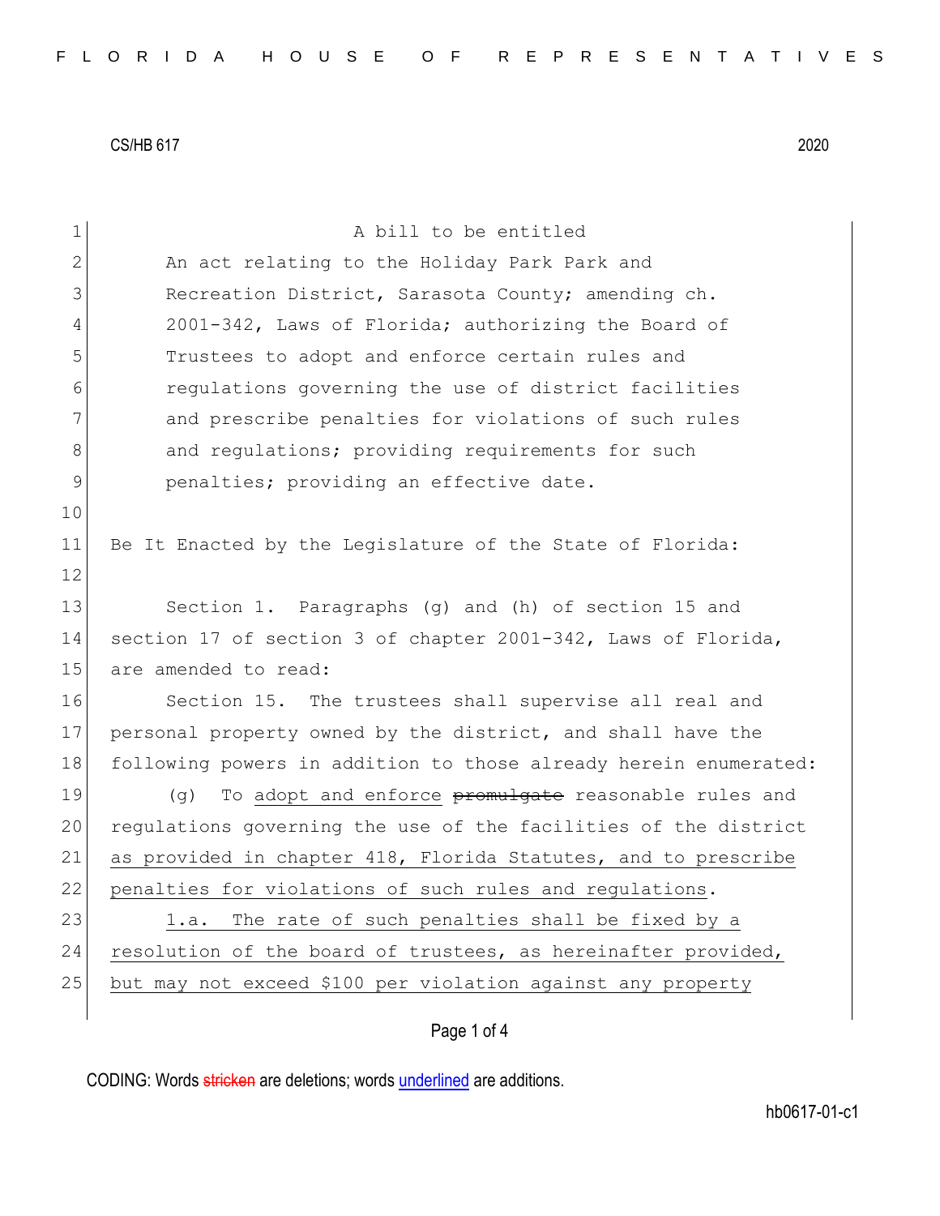CS/HB 617 2020

A bill to be entitled

An act relating to the Holiday Park Park and Recreation District, Sarasota County; amending ch. 2001-342, Laws of Florida; authorizing the Board of Trustees to adopt and enforce certain rules and regulations governing the use of district facilities and prescribe penalties for violations of such rules and regulations; providing requirements for such penalties; providing an effective date.

Be It Enacted by the Legislature of the State of Florida:

Section 1. Paragraphs (g) and (h) of section 15 and section 17 of section 3 of chapter 2001-342, Laws of Florida, are amended to read:

Section 15. The trustees shall supervise all real and personal property owned by the district, and shall have the following powers in addition to those already herein enumerated:

(g) To adopt and enforce ~~promulgate~~ reasonable rules and regulations governing the use of the facilities of the district as provided in chapter 418, Florida Statutes, and to prescribe penalties for violations of such rules and regulations.

1.a. The rate of such penalties shall be fixed by a resolution of the board of trustees, as hereinafter provided, but may not exceed $100 per violation against any property

CODING: Words ~~stricken~~ are deletions; words underlined are additions.

hb0617-01-c1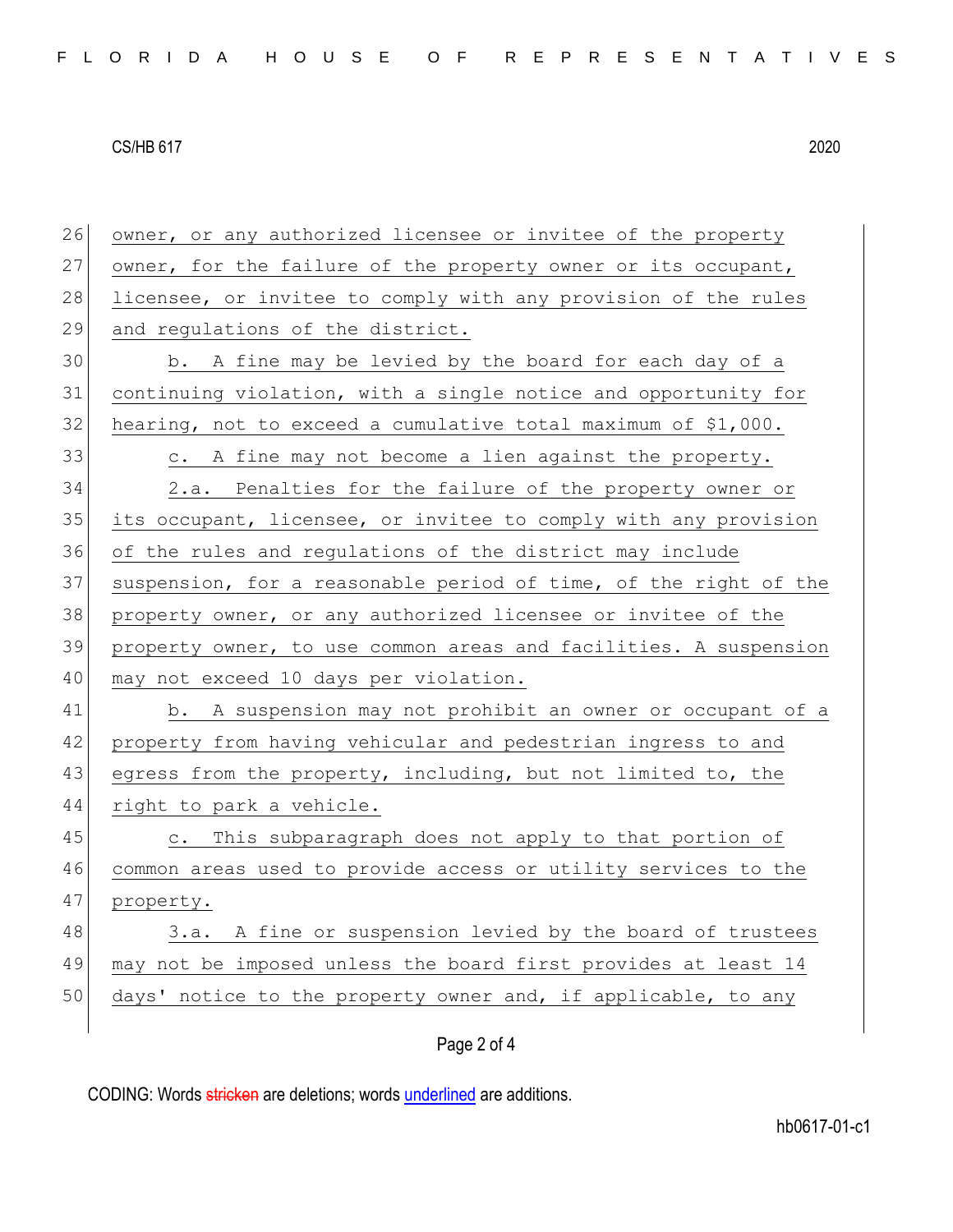owner, or any authorized licensee or invitee of the property owner, for the failure of the property owner or its occupant, licensee, or invitee to comply with any provision of the rules and regulations of the district.

b. A fine may be levied by the board for each day of a continuing violation, with a single notice and opportunity for hearing, not to exceed a cumulative total maximum of $1,000.

c. A fine may not become a lien against the property.

2.a. Penalties for the failure of the property owner or its occupant, licensee, or invitee to comply with any provision of the rules and regulations of the district may include suspension, for a reasonable period of time, of the right of the property owner, or any authorized licensee or invitee of the property owner, to use common areas and facilities. A suspension may not exceed 10 days per violation.

b. A suspension may not prohibit an owner or occupant of a property from having vehicular and pedestrian ingress to and egress from the property, including, but not limited to, the right to park a vehicle.

c. This subparagraph does not apply to that portion of common areas used to provide access or utility services to the property.

3.a. A fine or suspension levied by the board of trustees may not be imposed unless the board first provides at least 14 days' notice to the property owner and, if applicable, to any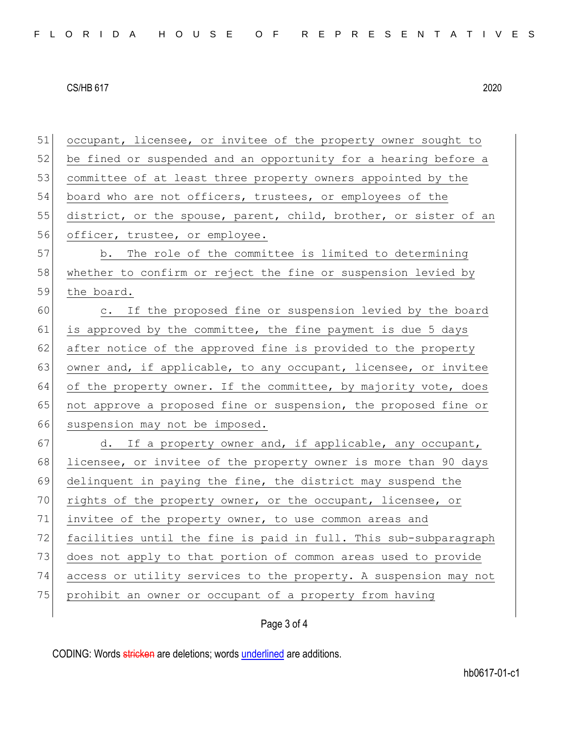occupant, licensee, or invitee of the property owner sought to be fined or suspended and an opportunity for a hearing before a committee of at least three property owners appointed by the board who are not officers, trustees, or employees of the district, or the spouse, parent, child, brother, or sister of an officer, trustee, or employee.

b. The role of the committee is limited to determining whether to confirm or reject the fine or suspension levied by the board.

c. If the proposed fine or suspension levied by the board is approved by the committee, the fine payment is due 5 days after notice of the approved fine is provided to the property owner and, if applicable, to any occupant, licensee, or invitee of the property owner. If the committee, by majority vote, does not approve a proposed fine or suspension, the proposed fine or suspension may not be imposed.

d. If a property owner and, if applicable, any occupant, licensee, or invitee of the property owner is more than 90 days delinquent in paying the fine, the district may suspend the rights of the property owner, or the occupant, licensee, or invitee of the property owner, to use common areas and facilities until the fine is paid in full. This sub-subparagraph does not apply to that portion of common areas used to provide access or utility services to the property. A suspension may not prohibit an owner or occupant of a property from having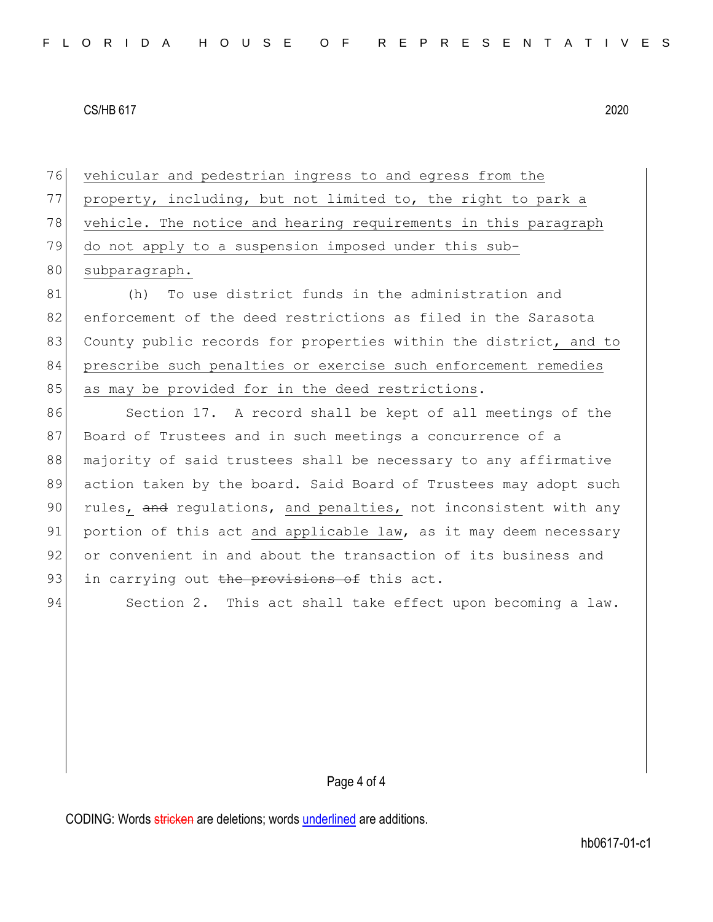vehicular and pedestrian ingress to and egress from the property, including, but not limited to, the right to park a vehicle. The notice and hearing requirements in this paragraph do not apply to a suspension imposed under this sub-subparagraph.

(h) To use district funds in the administration and enforcement of the deed restrictions as filed in the Sarasota County public records for properties within the district, and to prescribe such penalties or exercise such enforcement remedies as may be provided for in the deed restrictions.

Section 17. A record shall be kept of all meetings of the Board of Trustees and in such meetings a concurrence of a majority of said trustees shall be necessary to any affirmative action taken by the board. Said Board of Trustees may adopt such rules, ~~and~~ regulations, and penalties, not inconsistent with any portion of this act and applicable law, as it may deem necessary or convenient in and about the transaction of its business and in carrying out ~~the provisions of~~ this act.

Section 2. This act shall take effect upon becoming a law.

CODING: Words ~~stricken~~ are deletions; words underlined are additions.